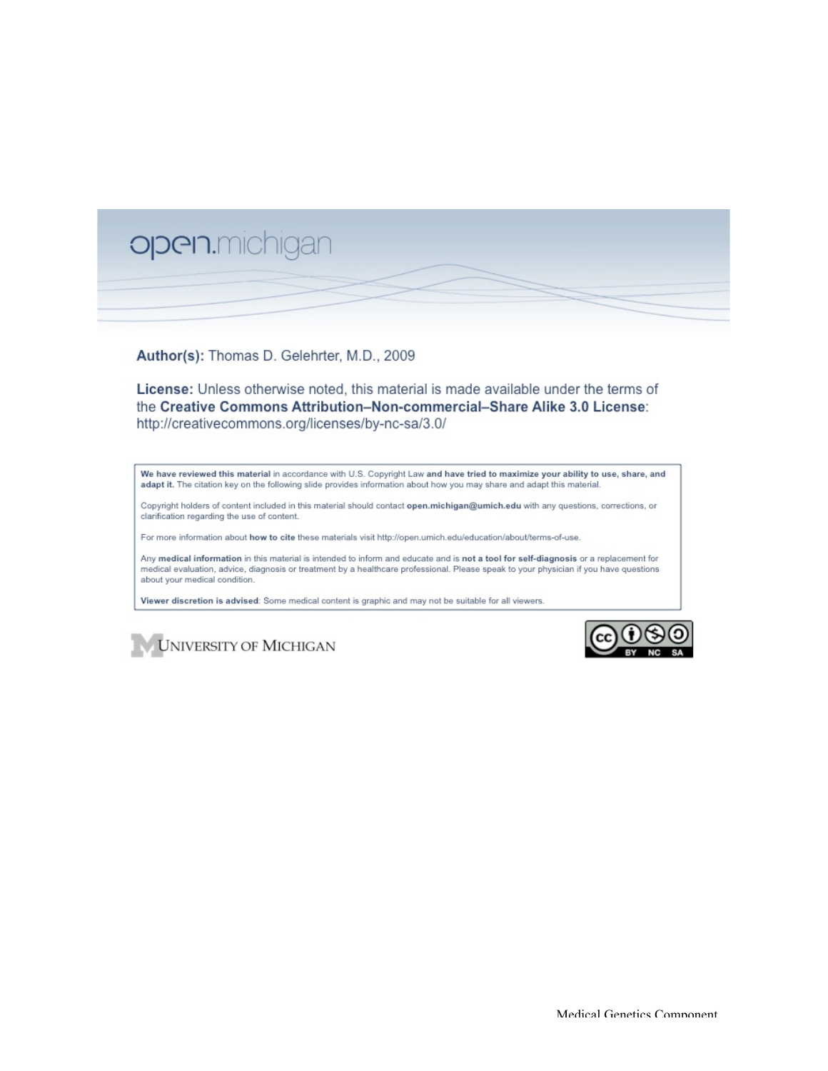open.michigan

**Author(s):** Thomas D. Gelehrter, M.D., 2009

**License:** Unless otherwise noted, this material is made available under the terms of the **Creative Commons Attribution–Non-commercial–Share Alike 3.0 License**: http://creativecommons.org/licenses/by-nc-sa/3.0/

**We have reviewed this material** in accordance with U.S. Copyright Law **and have tried to maximize your ability to use, share, and adapt it.** The citation key on the following slide provides information about how you may share and adapt this material.

Copyright holders of content included in this material should contact **open.michigan@umich.edu** with any questions, corrections, or clarification regarding the use of content.

For more information about **how to cite** these materials visit http://open.umich.edu/education/about/terms-of-use.

Any **medical information** in this material is intended to inform and educate and is **not a tool for self-diagnosis** or a replacement for medical evaluation, advice, diagnosis or treatment by a healthcare professional. Please speak to your physician if you have questions about your medical condition.

**Viewer discretion is advised**: Some medical content is graphic and may not be suitable for all viewers.

UNIVERSITY OF MICHIGAN

CC BY NC SA

Medical Genetics Component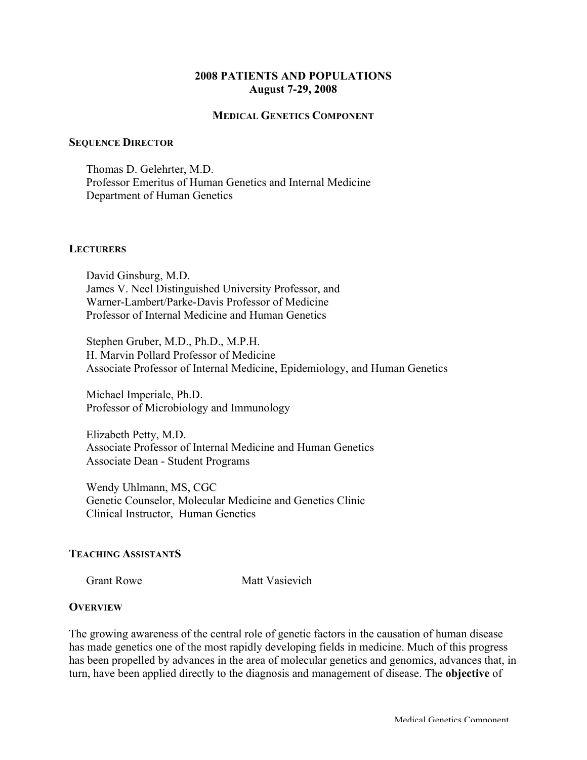**2008 PATIENTS AND POPULATIONS**
**August 7-29, 2008**

**MEDICAL GENETICS COMPONENT**

**SEQUENCE DIRECTOR**

Thomas D. Gelehrter, M.D.
Professor Emeritus of Human Genetics and Internal Medicine
Department of Human Genetics

**LECTURERS**

David Ginsburg, M.D.
James V. Neel Distinguished University Professor, and
Warner-Lambert/Parke-Davis Professor of Medicine
Professor of Internal Medicine and Human Genetics

Stephen Gruber, M.D., Ph.D., M.P.H.
H. Marvin Pollard Professor of Medicine
Associate Professor of Internal Medicine, Epidemiology, and Human Genetics

Michael Imperiale, Ph.D.
Professor of Microbiology and Immunology

Elizabeth Petty, M.D.
Associate Professor of Internal Medicine and Human Genetics
Associate Dean - Student Programs

Wendy Uhlmann, MS, CGC
Genetic Counselor, Molecular Medicine and Genetics Clinic
Clinical Instructor, Human Genetics

**TEACHING ASSISTANTS**

Grant Rowe Matt Vasievich

**OVERVIEW**

The growing awareness of the central role of genetic factors in the causation of human disease has made genetics one of the most rapidly developing fields in medicine. Much of this progress has been propelled by advances in the area of molecular genetics and genomics, advances that, in turn, have been applied directly to the diagnosis and management of disease. The **objective** of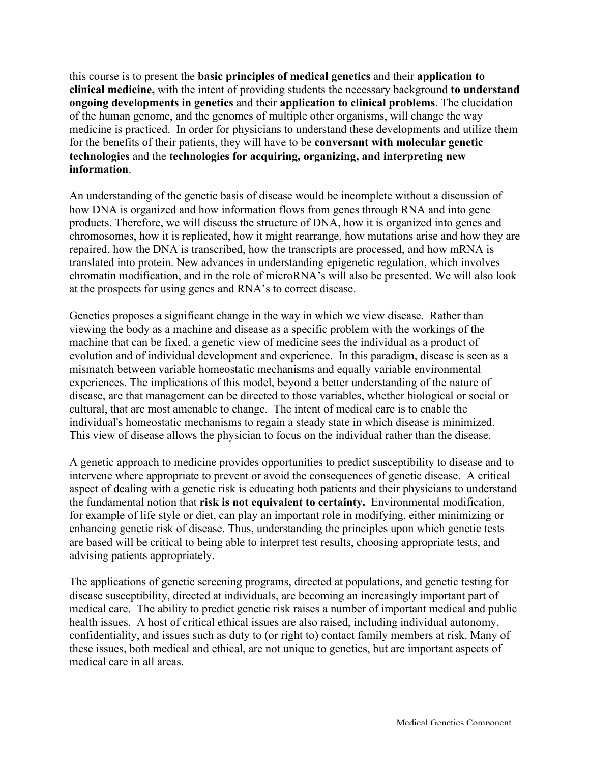this course is to present the **basic principles of medical genetics** and their **application to clinical medicine,** with the intent of providing students the necessary background **to understand ongoing developments in genetics** and their **application to clinical problems**. The elucidation of the human genome, and the genomes of multiple other organisms, will change the way medicine is practiced. In order for physicians to understand these developments and utilize them for the benefits of their patients, they will have to be **conversant with molecular genetic technologies** and the **technologies for acquiring, organizing, and interpreting new information**.

An understanding of the genetic basis of disease would be incomplete without a discussion of how DNA is organized and how information flows from genes through RNA and into gene products. Therefore, we will discuss the structure of DNA, how it is organized into genes and chromosomes, how it is replicated, how it might rearrange, how mutations arise and how they are repaired, how the DNA is transcribed, how the transcripts are processed, and how mRNA is translated into protein. New advances in understanding epigenetic regulation, which involves chromatin modification, and in the role of microRNA's will also be presented. We will also look at the prospects for using genes and RNA's to correct disease.

Genetics proposes a significant change in the way in which we view disease. Rather than viewing the body as a machine and disease as a specific problem with the workings of the machine that can be fixed, a genetic view of medicine sees the individual as a product of evolution and of individual development and experience. In this paradigm, disease is seen as a mismatch between variable homeostatic mechanisms and equally variable environmental experiences. The implications of this model, beyond a better understanding of the nature of disease, are that management can be directed to those variables, whether biological or social or cultural, that are most amenable to change. The intent of medical care is to enable the individual's homeostatic mechanisms to regain a steady state in which disease is minimized. This view of disease allows the physician to focus on the individual rather than the disease.

A genetic approach to medicine provides opportunities to predict susceptibility to disease and to intervene where appropriate to prevent or avoid the consequences of genetic disease. A critical aspect of dealing with a genetic risk is educating both patients and their physicians to understand the fundamental notion that **risk is not equivalent to certainty.** Environmental modification, for example of life style or diet, can play an important role in modifying, either minimizing or enhancing genetic risk of disease. Thus, understanding the principles upon which genetic tests are based will be critical to being able to interpret test results, choosing appropriate tests, and advising patients appropriately.

The applications of genetic screening programs, directed at populations, and genetic testing for disease susceptibility, directed at individuals, are becoming an increasingly important part of medical care. The ability to predict genetic risk raises a number of important medical and public health issues. A host of critical ethical issues are also raised, including individual autonomy, confidentiality, and issues such as duty to (or right to) contact family members at risk. Many of these issues, both medical and ethical, are not unique to genetics, but are important aspects of medical care in all areas.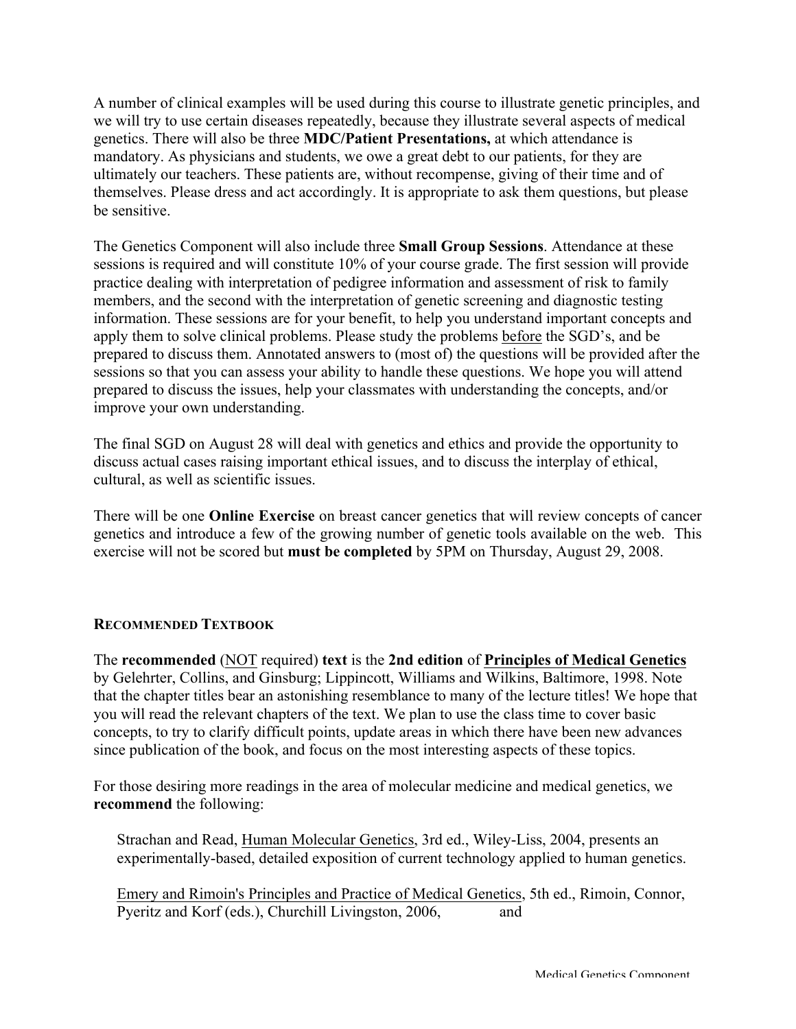A number of clinical examples will be used during this course to illustrate genetic principles, and we will try to use certain diseases repeatedly, because they illustrate several aspects of medical genetics. There will also be three **MDC/Patient Presentations,** at which attendance is mandatory. As physicians and students, we owe a great debt to our patients, for they are ultimately our teachers. These patients are, without recompense, giving of their time and of themselves. Please dress and act accordingly. It is appropriate to ask them questions, but please be sensitive.

The Genetics Component will also include three **Small Group Sessions**. Attendance at these sessions is required and will constitute 10% of your course grade. The first session will provide practice dealing with interpretation of pedigree information and assessment of risk to family members, and the second with the interpretation of genetic screening and diagnostic testing information. These sessions are for your benefit, to help you understand important concepts and apply them to solve clinical problems. Please study the problems <u>before</u> the SGD's, and be prepared to discuss them. Annotated answers to (most of) the questions will be provided after the sessions so that you can assess your ability to handle these questions. We hope you will attend prepared to discuss the issues, help your classmates with understanding the concepts, and/or improve your own understanding.

The final SGD on August 28 will deal with genetics and ethics and provide the opportunity to discuss actual cases raising important ethical issues, and to discuss the interplay of ethical, cultural, as well as scientific issues.

There will be one **Online Exercise** on breast cancer genetics that will review concepts of cancer genetics and introduce a few of the growing number of genetic tools available on the web. This exercise will not be scored but **must be completed** by 5PM on Thursday, August 29, 2008.

## RECOMMENDED TEXTBOOK

The **recommended** (<u>NOT</u> required) **text** is the **2nd edition** of **<u>Principles of Medical Genetics</u>** by Gelehrter, Collins, and Ginsburg; Lippincott, Williams and Wilkins, Baltimore, 1998. Note that the chapter titles bear an astonishing resemblance to many of the lecture titles! We hope that you will read the relevant chapters of the text. We plan to use the class time to cover basic concepts, to try to clarify difficult points, update areas in which there have been new advances since publication of the book, and focus on the most interesting aspects of these topics.

For those desiring more readings in the area of molecular medicine and medical genetics, we **recommend** the following:

> Strachan and Read, <u>Human Molecular Genetics</u>, 3rd ed., Wiley-Liss, 2004, presents an experimentally-based, detailed exposition of current technology applied to human genetics.
>
> <u>Emery and Rimoin's Principles and Practice of Medical Genetics</u>, 5th ed., Rimoin, Connor, Pyeritz and Korf (eds.), Churchill Livingston, 2006, and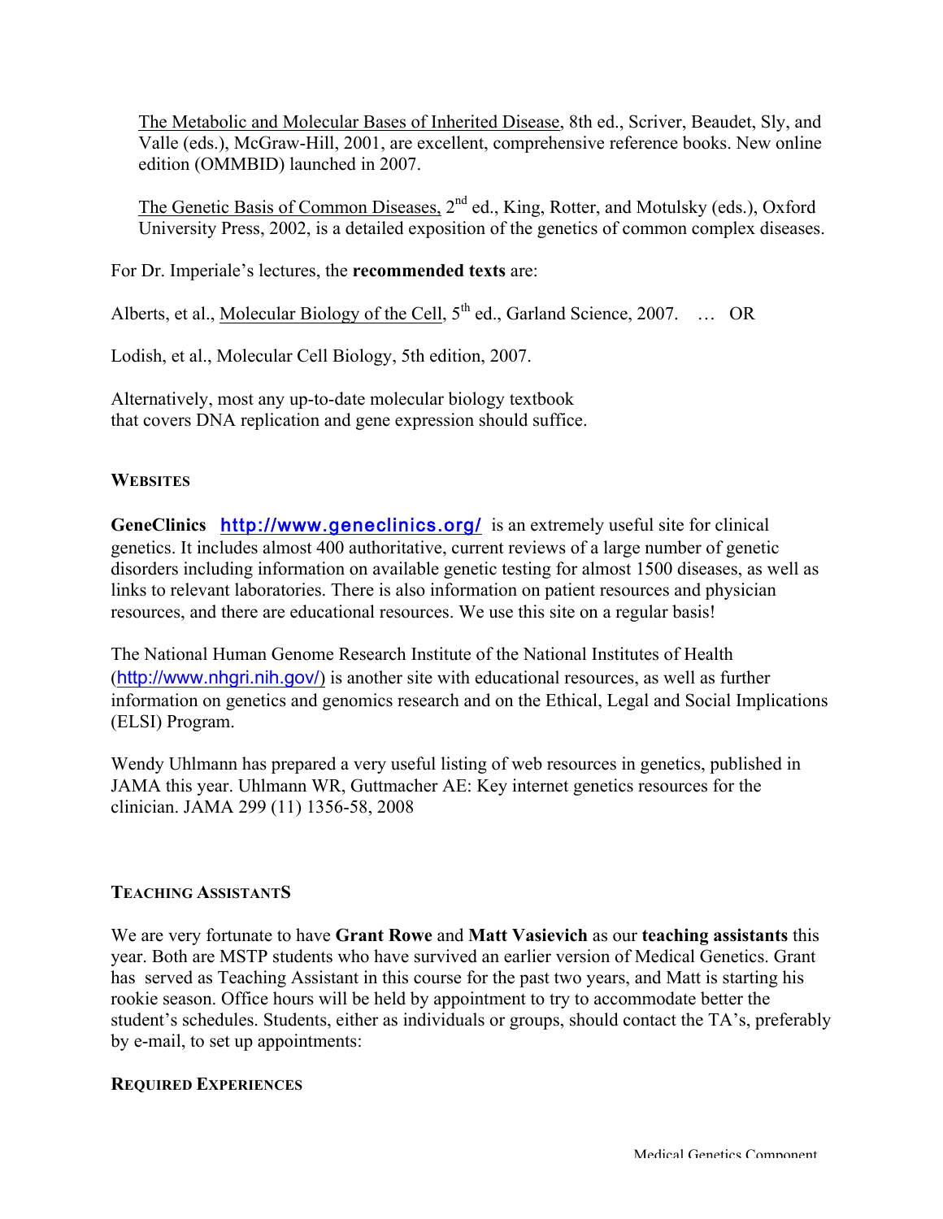The Metabolic and Molecular Bases of Inherited Disease, 8th ed., Scriver, Beaudet, Sly, and Valle (eds.), McGraw-Hill, 2001, are excellent, comprehensive reference books. New online edition (OMMBID) launched in 2007.

The Genetic Basis of Common Diseases, 2nd ed., King, Rotter, and Motulsky (eds.), Oxford University Press, 2002, is a detailed exposition of the genetics of common complex diseases.

For Dr. Imperiale's lectures, the **recommended texts** are:

Alberts, et al., Molecular Biology of the Cell, 5th ed., Garland Science, 2007. … OR

Lodish, et al., Molecular Cell Biology, 5th edition, 2007.

Alternatively, most any up-to-date molecular biology textbook that covers DNA replication and gene expression should suffice.

### WEBSITES

**GeneClinics** http://www.geneclinics.org/ is an extremely useful site for clinical genetics. It includes almost 400 authoritative, current reviews of a large number of genetic disorders including information on available genetic testing for almost 1500 diseases, as well as links to relevant laboratories. There is also information on patient resources and physician resources, and there are educational resources. We use this site on a regular basis!

The National Human Genome Research Institute of the National Institutes of Health (http://www.nhgri.nih.gov/) is another site with educational resources, as well as further information on genetics and genomics research and on the Ethical, Legal and Social Implications (ELSI) Program.

Wendy Uhlmann has prepared a very useful listing of web resources in genetics, published in JAMA this year. Uhlmann WR, Guttmacher AE: Key internet genetics resources for the clinician. JAMA 299 (11) 1356-58, 2008

### TEACHING ASSISTANTS

We are very fortunate to have **Grant Rowe** and **Matt Vasievich** as our **teaching assistants** this year. Both are MSTP students who have survived an earlier version of Medical Genetics. Grant has served as Teaching Assistant in this course for the past two years, and Matt is starting his rookie season. Office hours will be held by appointment to try to accommodate better the student's schedules. Students, either as individuals or groups, should contact the TA's, preferably by e-mail, to set up appointments:

### REQUIRED EXPERIENCES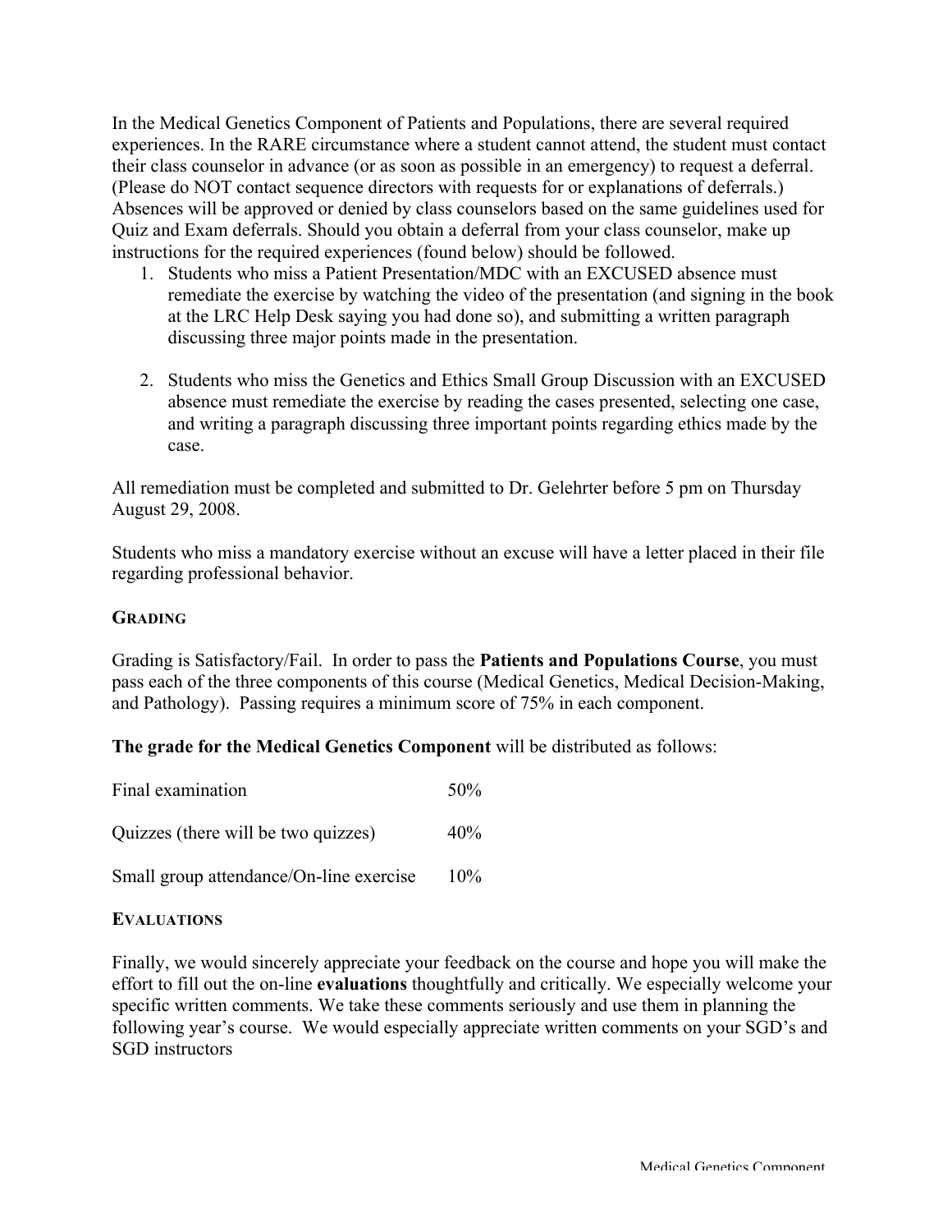In the Medical Genetics Component of Patients and Populations, there are several required experiences. In the RARE circumstance where a student cannot attend, the student must contact their class counselor in advance (or as soon as possible in an emergency) to request a deferral. (Please do NOT contact sequence directors with requests for or explanations of deferrals.) Absences will be approved or denied by class counselors based on the same guidelines used for Quiz and Exam deferrals. Should you obtain a deferral from your class counselor, make up instructions for the required experiences (found below) should be followed.

1. Students who miss a Patient Presentation/MDC with an EXCUSED absence must remediate the exercise by watching the video of the presentation (and signing in the book at the LRC Help Desk saying you had done so), and submitting a written paragraph discussing three major points made in the presentation.

2. Students who miss the Genetics and Ethics Small Group Discussion with an EXCUSED absence must remediate the exercise by reading the cases presented, selecting one case, and writing a paragraph discussing three important points regarding ethics made by the case.

All remediation must be completed and submitted to Dr. Gelehrter before 5 pm on Thursday August 29, 2008.

Students who miss a mandatory exercise without an excuse will have a letter placed in their file regarding professional behavior.

## GRADING

Grading is Satisfactory/Fail. In order to pass the **Patients and Populations Course**, you must pass each of the three components of this course (Medical Genetics, Medical Decision-Making, and Pathology). Passing requires a minimum score of 75% in each component.

**The grade for the Medical Genetics Component** will be distributed as follows:

| | |
|---|---|
| Final examination | 50% |
| Quizzes (there will be two quizzes) | 40% |
| Small group attendance/On-line exercise | 10% |

## EVALUATIONS

Finally, we would sincerely appreciate your feedback on the course and hope you will make the effort to fill out the on-line **evaluations** thoughtfully and critically. We especially welcome your specific written comments. We take these comments seriously and use them in planning the following year's course. We would especially appreciate written comments on your SGD's and SGD instructors